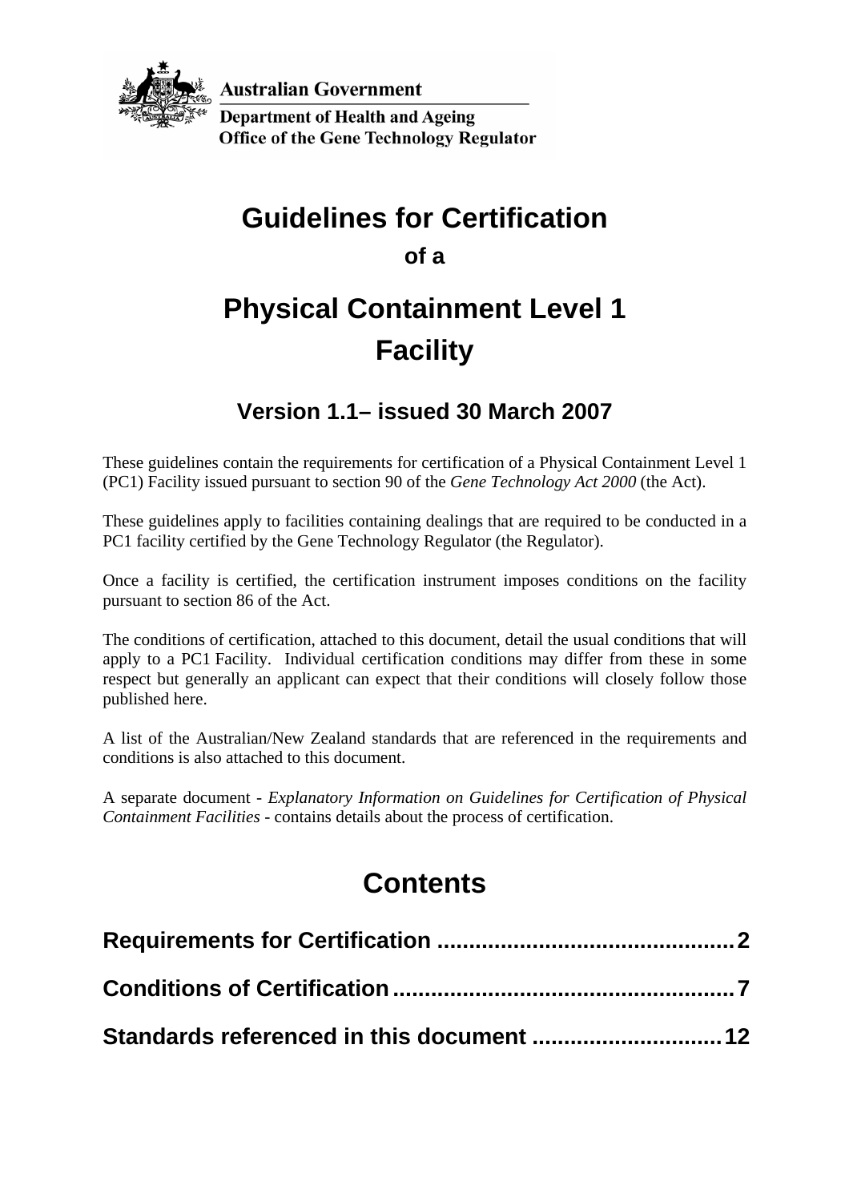Australian Government

Department of Health and Ageing

Office of the Gene Technology Regulator

# Guidelines for Certification

### of a

# Physical Containment Level 1 Facility

## Version 1.1– issued 30 March 2007

These guidelines contain the requirements for certification of a Physical Containment Level 1 (PC1) Facility issued pursuant to section 90 of the *Gene Technology Act 2000* (the Act).

These guidelines apply to facilities containing dealings that are required to be conducted in a PC1 facility certified by the Gene Technology Regulator (the Regulator).

Once a facility is certified, the certification instrument imposes conditions on the facility pursuant to section 86 of the Act.

The conditions of certification, attached to this document, detail the usual conditions that will apply to a PC1 Facility. Individual certification conditions may differ from these in some respect but generally an applicant can expect that their conditions will closely follow those published here.

A list of the Australian/New Zealand standards that are referenced in the requirements and conditions is also attached to this document.

A separate document - *Explanatory Information on Guidelines for Certification of Physical Containment Facilities* - contains details about the process of certification.

# Contents

**Requirements for Certification .............................................. 2**

**Conditions of Certification..................................................... 7**

**Standards referenced in this document ............................. 12**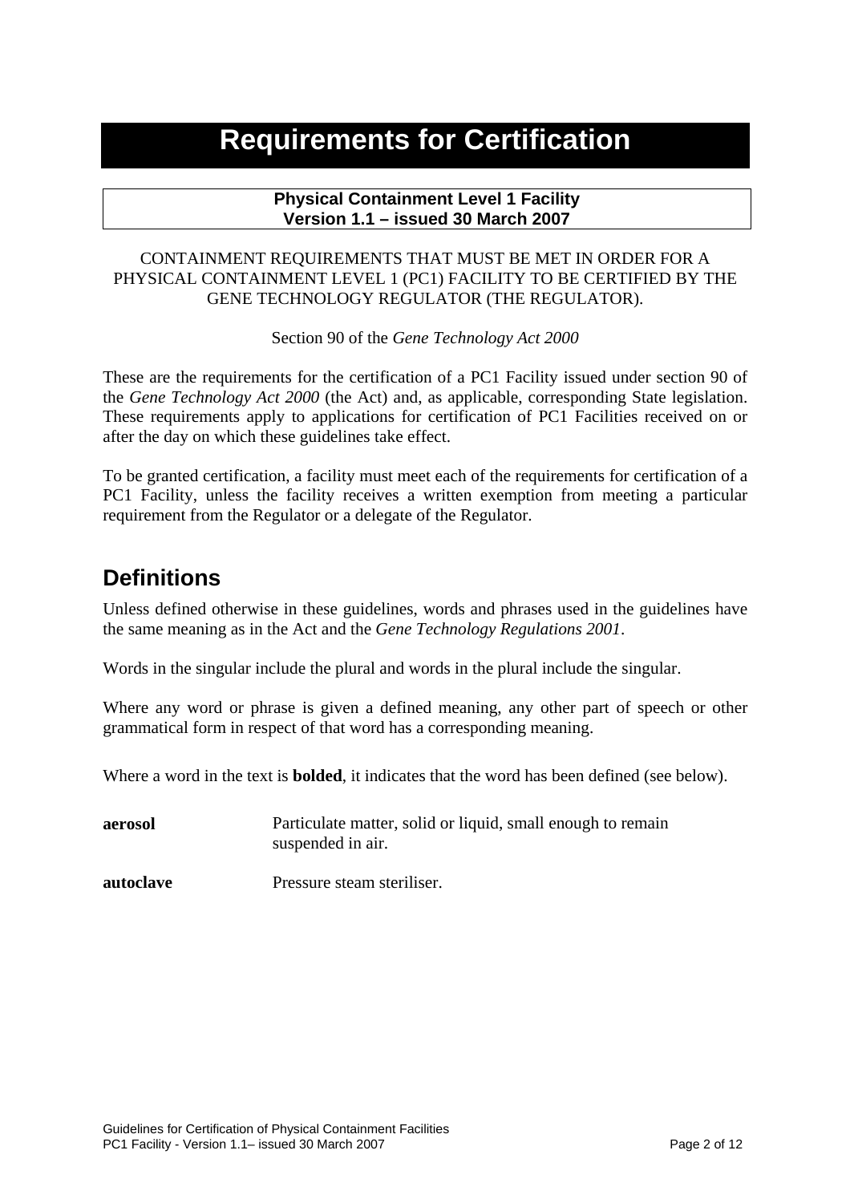# Requirements for Certification

**Physical Containment Level 1 Facility**
**Version 1.1 – issued 30 March 2007**

CONTAINMENT REQUIREMENTS THAT MUST BE MET IN ORDER FOR A PHYSICAL CONTAINMENT LEVEL 1 (PC1) FACILITY TO BE CERTIFIED BY THE GENE TECHNOLOGY REGULATOR (THE REGULATOR).

Section 90 of the *Gene Technology Act 2000*

These are the requirements for the certification of a PC1 Facility issued under section 90 of the *Gene Technology Act 2000* (the Act) and, as applicable, corresponding State legislation. These requirements apply to applications for certification of PC1 Facilities received on or after the day on which these guidelines take effect.

To be granted certification, a facility must meet each of the requirements for certification of a PC1 Facility, unless the facility receives a written exemption from meeting a particular requirement from the Regulator or a delegate of the Regulator.

## Definitions

Unless defined otherwise in these guidelines, words and phrases used in the guidelines have the same meaning as in the Act and the *Gene Technology Regulations 2001*.

Words in the singular include the plural and words in the plural include the singular.

Where any word or phrase is given a defined meaning, any other part of speech or other grammatical form in respect of that word has a corresponding meaning.

Where a word in the text is **bolded**, it indicates that the word has been defined (see below).

**aerosol** — Particulate matter, solid or liquid, small enough to remain suspended in air.

**autoclave** — Pressure steam steriliser.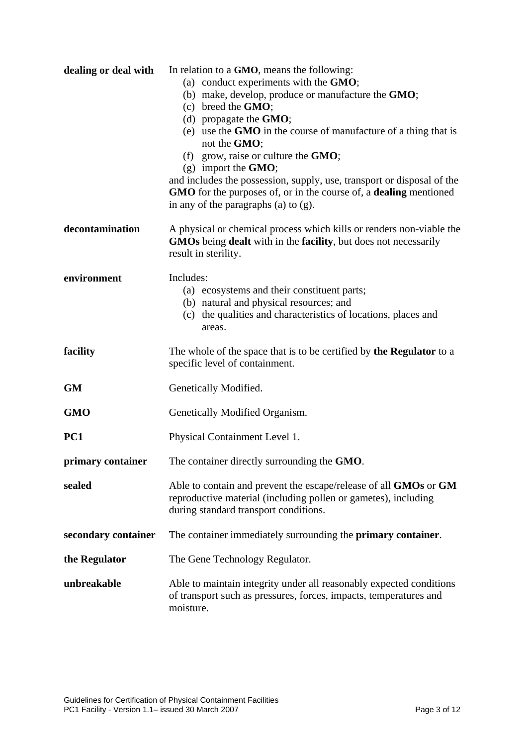| | |
|---|---|
| **dealing or deal with** | In relation to a **GMO**, means the following:<br>(a) conduct experiments with the **GMO**;<br>(b) make, develop, produce or manufacture the **GMO**;<br>(c) breed the **GMO**;<br>(d) propagate the **GMO**;<br>(e) use the **GMO** in the course of manufacture of a thing that is not the **GMO**;<br>(f) grow, raise or culture the **GMO**;<br>(g) import the **GMO**;<br>and includes the possession, supply, use, transport or disposal of the **GMO** for the purposes of, or in the course of, a **dealing** mentioned in any of the paragraphs (a) to (g). |
| **decontamination** | A physical or chemical process which kills or renders non-viable the **GMOs** being **dealt** with in the **facility**, but does not necessarily result in sterility. |
| **environment** | Includes:<br>(a) ecosystems and their constituent parts;<br>(b) natural and physical resources; and<br>(c) the qualities and characteristics of locations, places and areas. |
| **facility** | The whole of the space that is to be certified by **the Regulator** to a specific level of containment. |
| **GM** | Genetically Modified. |
| **GMO** | Genetically Modified Organism. |
| **PC1** | Physical Containment Level 1. |
| **primary container** | The container directly surrounding the **GMO**. |
| **sealed** | Able to contain and prevent the escape/release of all **GMOs** or **GM** reproductive material (including pollen or gametes), including during standard transport conditions. |
| **secondary container** | The container immediately surrounding the **primary container**. |
| **the Regulator** | The Gene Technology Regulator. |
| **unbreakable** | Able to maintain integrity under all reasonably expected conditions of transport such as pressures, forces, impacts, temperatures and moisture. |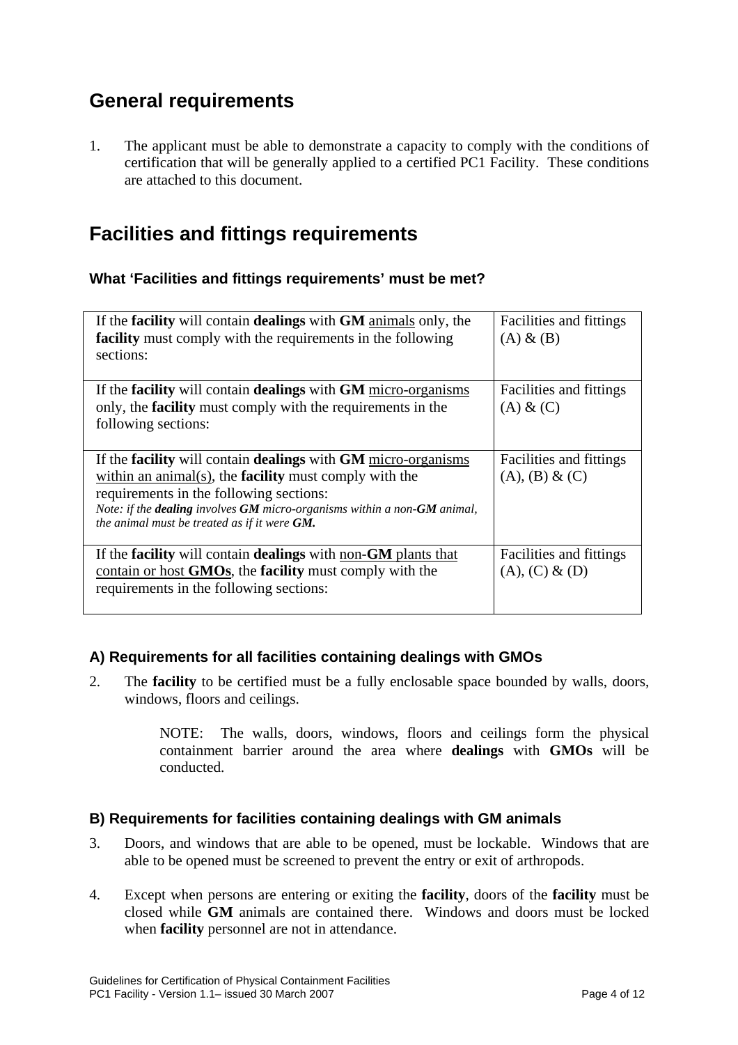## General requirements

1. The applicant must be able to demonstrate a capacity to comply with the conditions of certification that will be generally applied to a certified PC1 Facility. These conditions are attached to this document.

## Facilities and fittings requirements

### What 'Facilities and fittings requirements' must be met?

| | |
|---|---|
| If the **facility** will contain **dealings** with **GM** animals only, the **facility** must comply with the requirements in the following sections: | Facilities and fittings (A) & (B) |
| If the **facility** will contain **dealings** with **GM** micro-organisms only, the **facility** must comply with the requirements in the following sections: | Facilities and fittings (A) & (C) |
| If the **facility** will contain **dealings** with **GM** micro-organisms within an animal(s), the **facility** must comply with the requirements in the following sections: *Note: if the **dealing** involves **GM** micro-organisms within a non-**GM** animal, the animal must be treated as if it were **GM**.* | Facilities and fittings (A), (B) & (C) |
| If the **facility** will contain **dealings** with non-**GM** plants that contain or host **GMOs**, the **facility** must comply with the requirements in the following sections: | Facilities and fittings (A), (C) & (D) |

### A) Requirements for all facilities containing dealings with GMOs

2. The **facility** to be certified must be a fully enclosable space bounded by walls, doors, windows, floors and ceilings.

   NOTE: The walls, doors, windows, floors and ceilings form the physical containment barrier around the area where **dealings** with **GMOs** will be conducted.

### B) Requirements for facilities containing dealings with GM animals

3. Doors, and windows that are able to be opened, must be lockable. Windows that are able to be opened must be screened to prevent the entry or exit of arthropods.

4. Except when persons are entering or exiting the **facility**, doors of the **facility** must be closed while **GM** animals are contained there. Windows and doors must be locked when **facility** personnel are not in attendance.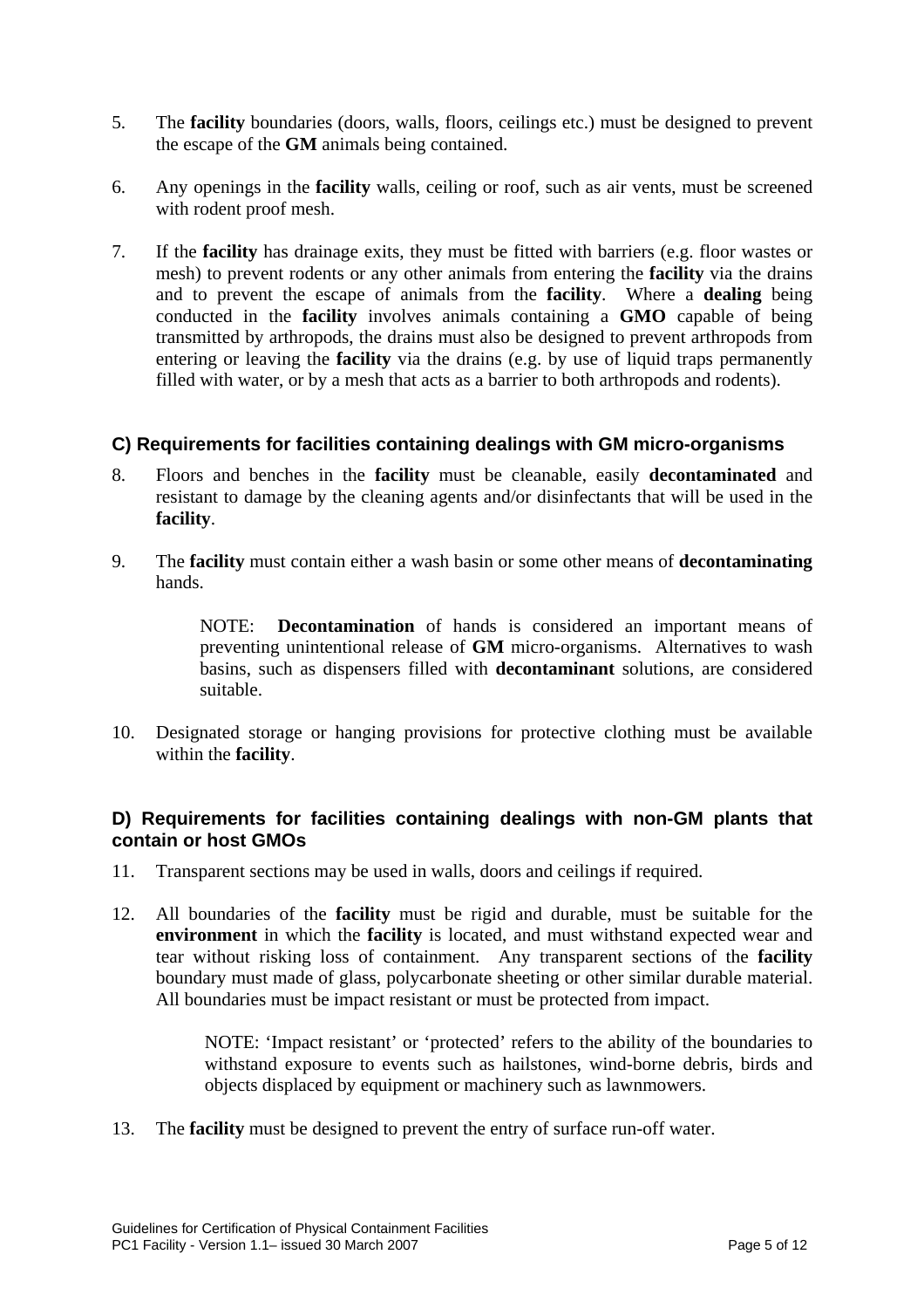5. The **facility** boundaries (doors, walls, floors, ceilings etc.) must be designed to prevent the escape of the **GM** animals being contained.

6. Any openings in the **facility** walls, ceiling or roof, such as air vents, must be screened with rodent proof mesh.

7. If the **facility** has drainage exits, they must be fitted with barriers (e.g. floor wastes or mesh) to prevent rodents or any other animals from entering the **facility** via the drains and to prevent the escape of animals from the **facility**. Where a **dealing** being conducted in the **facility** involves animals containing a **GMO** capable of being transmitted by arthropods, the drains must also be designed to prevent arthropods from entering or leaving the **facility** via the drains (e.g. by use of liquid traps permanently filled with water, or by a mesh that acts as a barrier to both arthropods and rodents).

### C) Requirements for facilities containing dealings with GM micro-organisms

8. Floors and benches in the **facility** must be cleanable, easily **decontaminated** and resistant to damage by the cleaning agents and/or disinfectants that will be used in the **facility**.

9. The **facility** must contain either a wash basin or some other means of **decontaminating** hands.

   NOTE: **Decontamination** of hands is considered an important means of preventing unintentional release of **GM** micro-organisms. Alternatives to wash basins, such as dispensers filled with **decontaminant** solutions, are considered suitable.

10. Designated storage or hanging provisions for protective clothing must be available within the **facility**.

### D) Requirements for facilities containing dealings with non-GM plants that contain or host GMOs

11. Transparent sections may be used in walls, doors and ceilings if required.

12. All boundaries of the **facility** must be rigid and durable, must be suitable for the **environment** in which the **facility** is located, and must withstand expected wear and tear without risking loss of containment. Any transparent sections of the **facility** boundary must made of glass, polycarbonate sheeting or other similar durable material. All boundaries must be impact resistant or must be protected from impact.

    NOTE: 'Impact resistant' or 'protected' refers to the ability of the boundaries to withstand exposure to events such as hailstones, wind-borne debris, birds and objects displaced by equipment or machinery such as lawnmowers.

13. The **facility** must be designed to prevent the entry of surface run-off water.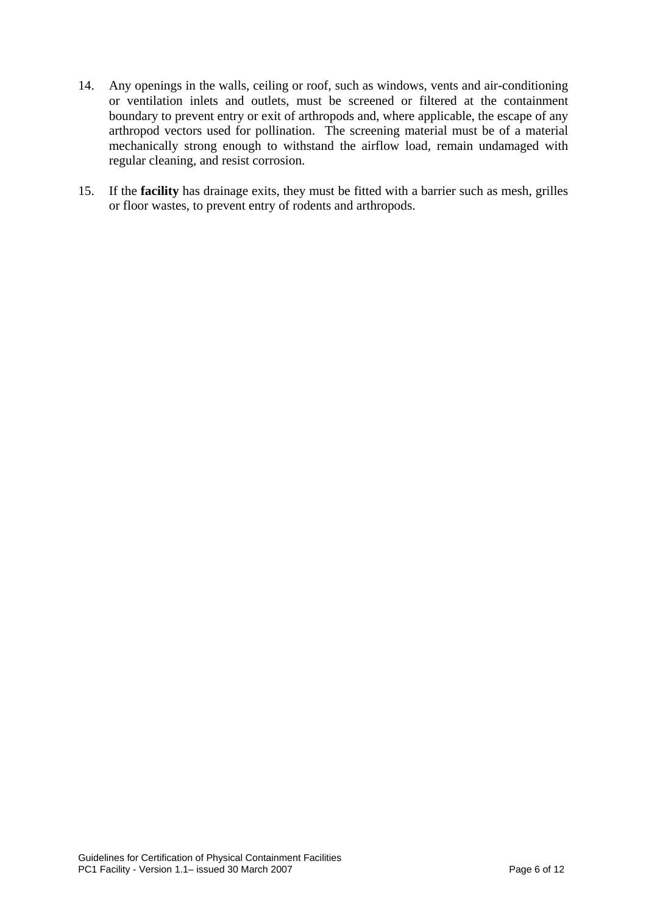14. Any openings in the walls, ceiling or roof, such as windows, vents and air-conditioning or ventilation inlets and outlets, must be screened or filtered at the containment boundary to prevent entry or exit of arthropods and, where applicable, the escape of any arthropod vectors used for pollination. The screening material must be of a material mechanically strong enough to withstand the airflow load, remain undamaged with regular cleaning, and resist corrosion.

15. If the **facility** has drainage exits, they must be fitted with a barrier such as mesh, grilles or floor wastes, to prevent entry of rodents and arthropods.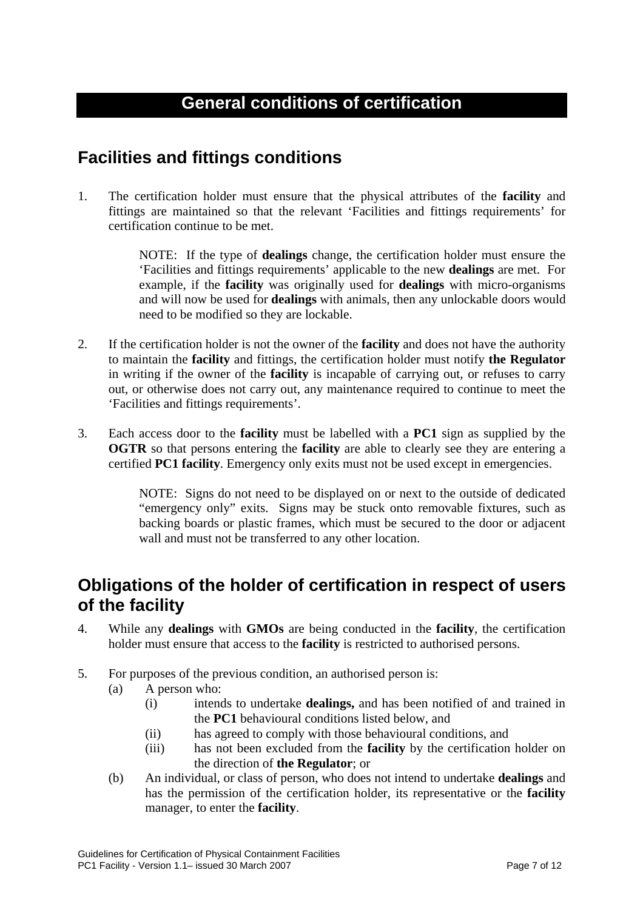# General conditions of certification

## Facilities and fittings conditions

1. The certification holder must ensure that the physical attributes of the **facility** and fittings are maintained so that the relevant 'Facilities and fittings requirements' for certification continue to be met.

   NOTE: If the type of **dealings** change, the certification holder must ensure the 'Facilities and fittings requirements' applicable to the new **dealings** are met. For example, if the **facility** was originally used for **dealings** with micro-organisms and will now be used for **dealings** with animals, then any unlockable doors would need to be modified so they are lockable.

2. If the certification holder is not the owner of the **facility** and does not have the authority to maintain the **facility** and fittings, the certification holder must notify **the Regulator** in writing if the owner of the **facility** is incapable of carrying out, or refuses to carry out, or otherwise does not carry out, any maintenance required to continue to meet the 'Facilities and fittings requirements'.

3. Each access door to the **facility** must be labelled with a **PC1** sign as supplied by the **OGTR** so that persons entering the **facility** are able to clearly see they are entering a certified **PC1 facility**. Emergency only exits must not be used except in emergencies.

   NOTE: Signs do not need to be displayed on or next to the outside of dedicated "emergency only" exits. Signs may be stuck onto removable fixtures, such as backing boards or plastic frames, which must be secured to the door or adjacent wall and must not be transferred to any other location.

## Obligations of the holder of certification in respect of users of the facility

4. While any **dealings** with **GMOs** are being conducted in the **facility**, the certification holder must ensure that access to the **facility** is restricted to authorised persons.

5. For purposes of the previous condition, an authorised person is:
   - (a) A person who:
     - (i) intends to undertake **dealings,** and has been notified of and trained in the **PC1** behavioural conditions listed below, and
     - (ii) has agreed to comply with those behavioural conditions, and
     - (iii) has not been excluded from the **facility** by the certification holder on the direction of **the Regulator**; or
   - (b) An individual, or class of person, who does not intend to undertake **dealings** and has the permission of the certification holder, its representative or the **facility** manager, to enter the **facility**.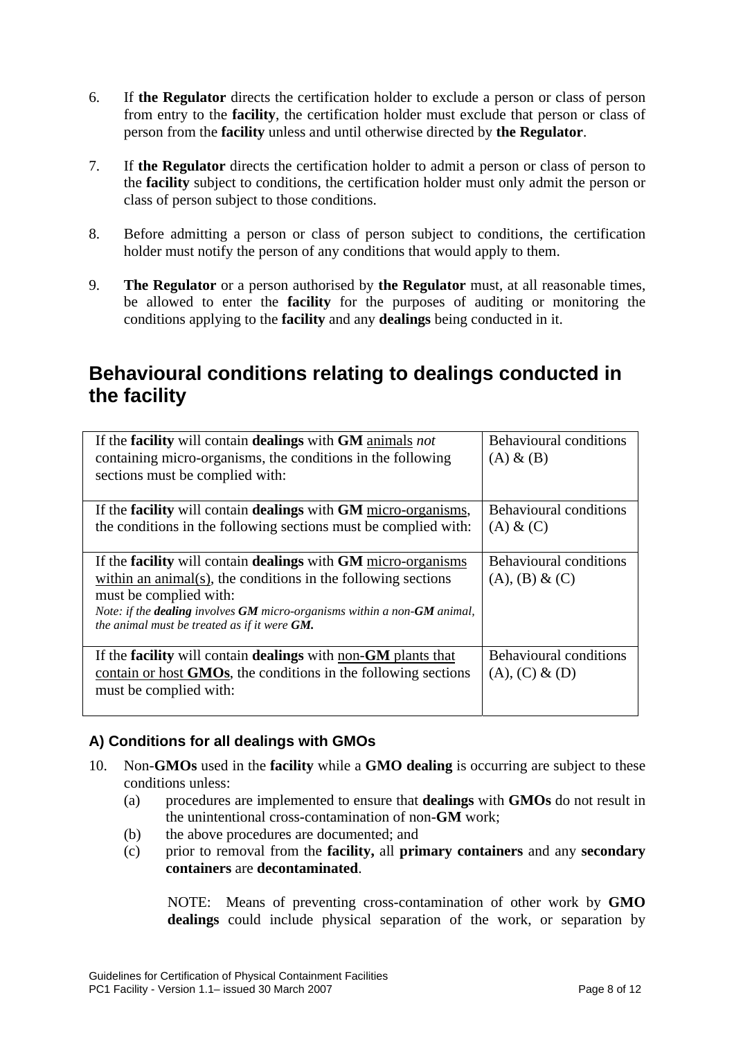6. If **the Regulator** directs the certification holder to exclude a person or class of person from entry to the **facility**, the certification holder must exclude that person or class of person from the **facility** unless and until otherwise directed by **the Regulator**.

7. If **the Regulator** directs the certification holder to admit a person or class of person to the **facility** subject to conditions, the certification holder must only admit the person or class of person subject to those conditions.

8. Before admitting a person or class of person subject to conditions, the certification holder must notify the person of any conditions that would apply to them.

9. **The Regulator** or a person authorised by **the Regulator** must, at all reasonable times, be allowed to enter the **facility** for the purposes of auditing or monitoring the conditions applying to the **facility** and any **dealings** being conducted in it.

## Behavioural conditions relating to dealings conducted in the facility

| | |
|---|---|
| If the **facility** will contain **dealings** with **GM** animals *not* containing micro-organisms, the conditions in the following sections must be complied with: | Behavioural conditions (A) & (B) |
| If the **facility** will contain **dealings** with **GM** micro-organisms, the conditions in the following sections must be complied with: | Behavioural conditions (A) & (C) |
| If the **facility** will contain **dealings** with **GM** micro-organisms within an animal(s), the conditions in the following sections must be complied with: *Note: if the **dealing** involves **GM** micro-organisms within a non-**GM** animal, the animal must be treated as if it were **GM**.* | Behavioural conditions (A), (B) & (C) |
| If the **facility** will contain **dealings** with non-**GM** plants that contain or host **GMOs**, the conditions in the following sections must be complied with: | Behavioural conditions (A), (C) & (D) |

### A) Conditions for all dealings with GMOs

10. Non-**GMOs** used in the **facility** while a **GMO dealing** is occurring are subject to these conditions unless:
    (a) procedures are implemented to ensure that **dealings** with **GMOs** do not result in the unintentional cross-contamination of non-**GM** work;
    (b) the above procedures are documented; and
    (c) prior to removal from the **facility,** all **primary containers** and any **secondary containers** are **decontaminated**.

    NOTE: Means of preventing cross-contamination of other work by **GMO dealings** could include physical separation of the work, or separation by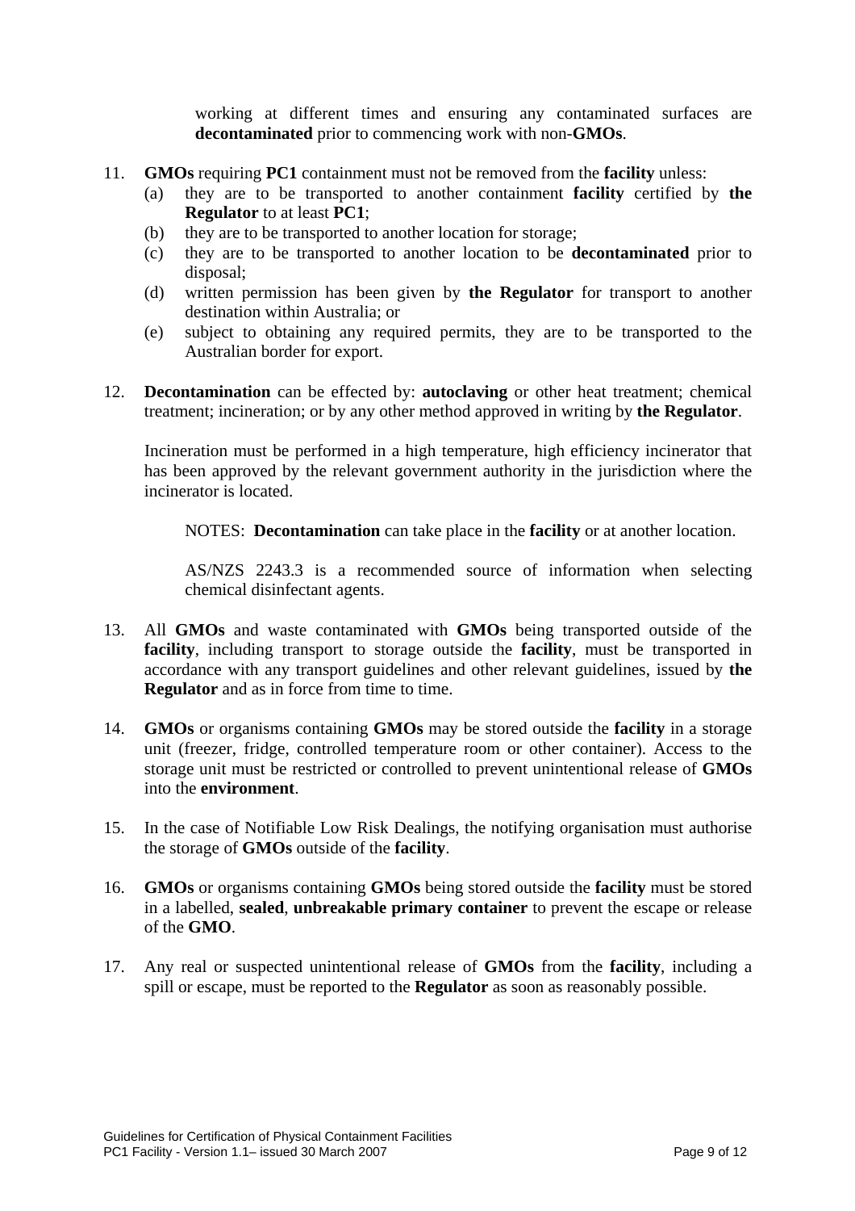working at different times and ensuring any contaminated surfaces are **decontaminated** prior to commencing work with non-**GMOs**.

11. **GMOs** requiring **PC1** containment must not be removed from the **facility** unless:
    (a) they are to be transported to another containment **facility** certified by **the Regulator** to at least **PC1**;
    (b) they are to be transported to another location for storage;
    (c) they are to be transported to another location to be **decontaminated** prior to disposal;
    (d) written permission has been given by **the Regulator** for transport to another destination within Australia; or
    (e) subject to obtaining any required permits, they are to be transported to the Australian border for export.

12. **Decontamination** can be effected by: **autoclaving** or other heat treatment; chemical treatment; incineration; or by any other method approved in writing by **the Regulator**.

    Incineration must be performed in a high temperature, high efficiency incinerator that has been approved by the relevant government authority in the jurisdiction where the incinerator is located.

    NOTES: **Decontamination** can take place in the **facility** or at another location.

    AS/NZS 2243.3 is a recommended source of information when selecting chemical disinfectant agents.

13. All **GMOs** and waste contaminated with **GMOs** being transported outside of the **facility**, including transport to storage outside the **facility**, must be transported in accordance with any transport guidelines and other relevant guidelines, issued by **the Regulator** and as in force from time to time.

14. **GMOs** or organisms containing **GMOs** may be stored outside the **facility** in a storage unit (freezer, fridge, controlled temperature room or other container). Access to the storage unit must be restricted or controlled to prevent unintentional release of **GMOs** into the **environment**.

15. In the case of Notifiable Low Risk Dealings, the notifying organisation must authorise the storage of **GMOs** outside of the **facility**.

16. **GMOs** or organisms containing **GMOs** being stored outside the **facility** must be stored in a labelled, **sealed**, **unbreakable primary container** to prevent the escape or release of the **GMO**.

17. Any real or suspected unintentional release of **GMOs** from the **facility**, including a spill or escape, must be reported to the **Regulator** as soon as reasonably possible.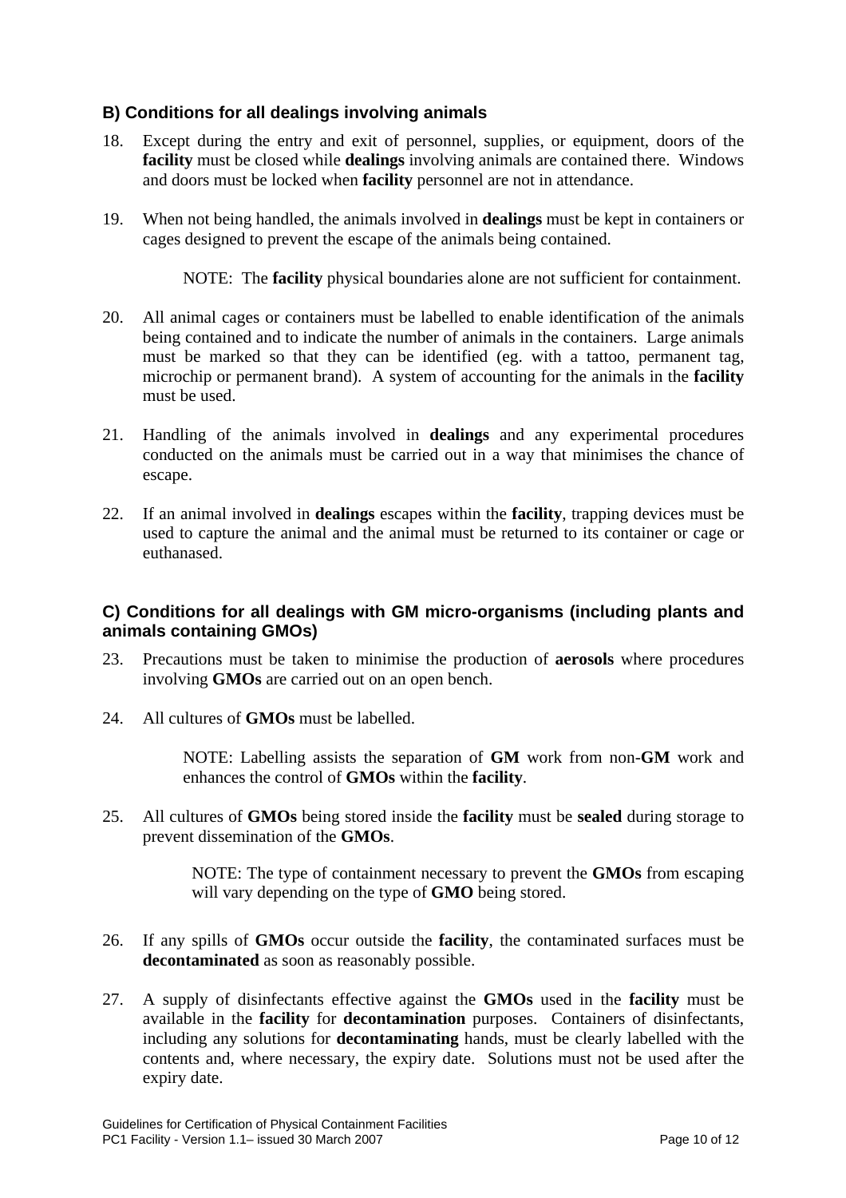### B) Conditions for all dealings involving animals

18. Except during the entry and exit of personnel, supplies, or equipment, doors of the **facility** must be closed while **dealings** involving animals are contained there. Windows and doors must be locked when **facility** personnel are not in attendance.

19. When not being handled, the animals involved in **dealings** must be kept in containers or cages designed to prevent the escape of the animals being contained.

    NOTE: The **facility** physical boundaries alone are not sufficient for containment.

20. All animal cages or containers must be labelled to enable identification of the animals being contained and to indicate the number of animals in the containers. Large animals must be marked so that they can be identified (eg. with a tattoo, permanent tag, microchip or permanent brand). A system of accounting for the animals in the **facility** must be used.

21. Handling of the animals involved in **dealings** and any experimental procedures conducted on the animals must be carried out in a way that minimises the chance of escape.

22. If an animal involved in **dealings** escapes within the **facility**, trapping devices must be used to capture the animal and the animal must be returned to its container or cage or euthanased.

### C) Conditions for all dealings with GM micro-organisms (including plants and animals containing GMOs)

23. Precautions must be taken to minimise the production of **aerosols** where procedures involving **GMOs** are carried out on an open bench.

24. All cultures of **GMOs** must be labelled.

    NOTE: Labelling assists the separation of **GM** work from non-**GM** work and enhances the control of **GMOs** within the **facility**.

25. All cultures of **GMOs** being stored inside the **facility** must be **sealed** during storage to prevent dissemination of the **GMOs**.

    NOTE: The type of containment necessary to prevent the **GMOs** from escaping will vary depending on the type of **GMO** being stored.

26. If any spills of **GMOs** occur outside the **facility**, the contaminated surfaces must be **decontaminated** as soon as reasonably possible.

27. A supply of disinfectants effective against the **GMOs** used in the **facility** must be available in the **facility** for **decontamination** purposes. Containers of disinfectants, including any solutions for **decontaminating** hands, must be clearly labelled with the contents and, where necessary, the expiry date. Solutions must not be used after the expiry date.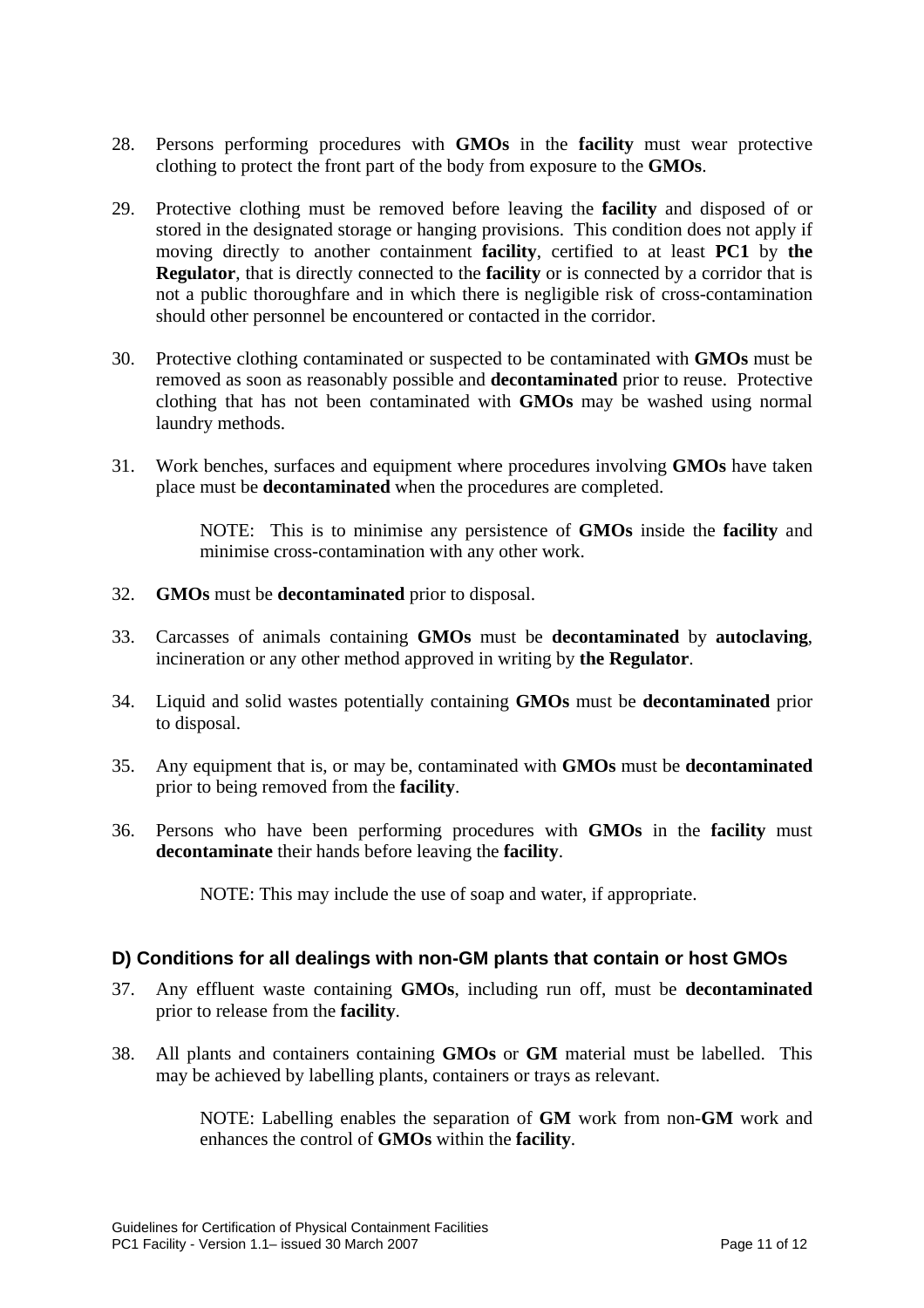28. Persons performing procedures with **GMOs** in the **facility** must wear protective clothing to protect the front part of the body from exposure to the **GMOs**.

29. Protective clothing must be removed before leaving the **facility** and disposed of or stored in the designated storage or hanging provisions. This condition does not apply if moving directly to another containment **facility**, certified to at least **PC1** by **the Regulator**, that is directly connected to the **facility** or is connected by a corridor that is not a public thoroughfare and in which there is negligible risk of cross-contamination should other personnel be encountered or contacted in the corridor.

30. Protective clothing contaminated or suspected to be contaminated with **GMOs** must be removed as soon as reasonably possible and **decontaminated** prior to reuse. Protective clothing that has not been contaminated with **GMOs** may be washed using normal laundry methods.

31. Work benches, surfaces and equipment where procedures involving **GMOs** have taken place must be **decontaminated** when the procedures are completed.

    NOTE: This is to minimise any persistence of **GMOs** inside the **facility** and minimise cross-contamination with any other work.

32. **GMOs** must be **decontaminated** prior to disposal.

33. Carcasses of animals containing **GMOs** must be **decontaminated** by **autoclaving**, incineration or any other method approved in writing by **the Regulator**.

34. Liquid and solid wastes potentially containing **GMOs** must be **decontaminated** prior to disposal.

35. Any equipment that is, or may be, contaminated with **GMOs** must be **decontaminated** prior to being removed from the **facility**.

36. Persons who have been performing procedures with **GMOs** in the **facility** must **decontaminate** their hands before leaving the **facility**.

    NOTE: This may include the use of soap and water, if appropriate.

### D) Conditions for all dealings with non-GM plants that contain or host GMOs

37. Any effluent waste containing **GMOs**, including run off, must be **decontaminated** prior to release from the **facility**.

38. All plants and containers containing **GMOs** or **GM** material must be labelled. This may be achieved by labelling plants, containers or trays as relevant.

    NOTE: Labelling enables the separation of **GM** work from non-**GM** work and enhances the control of **GMOs** within the **facility**.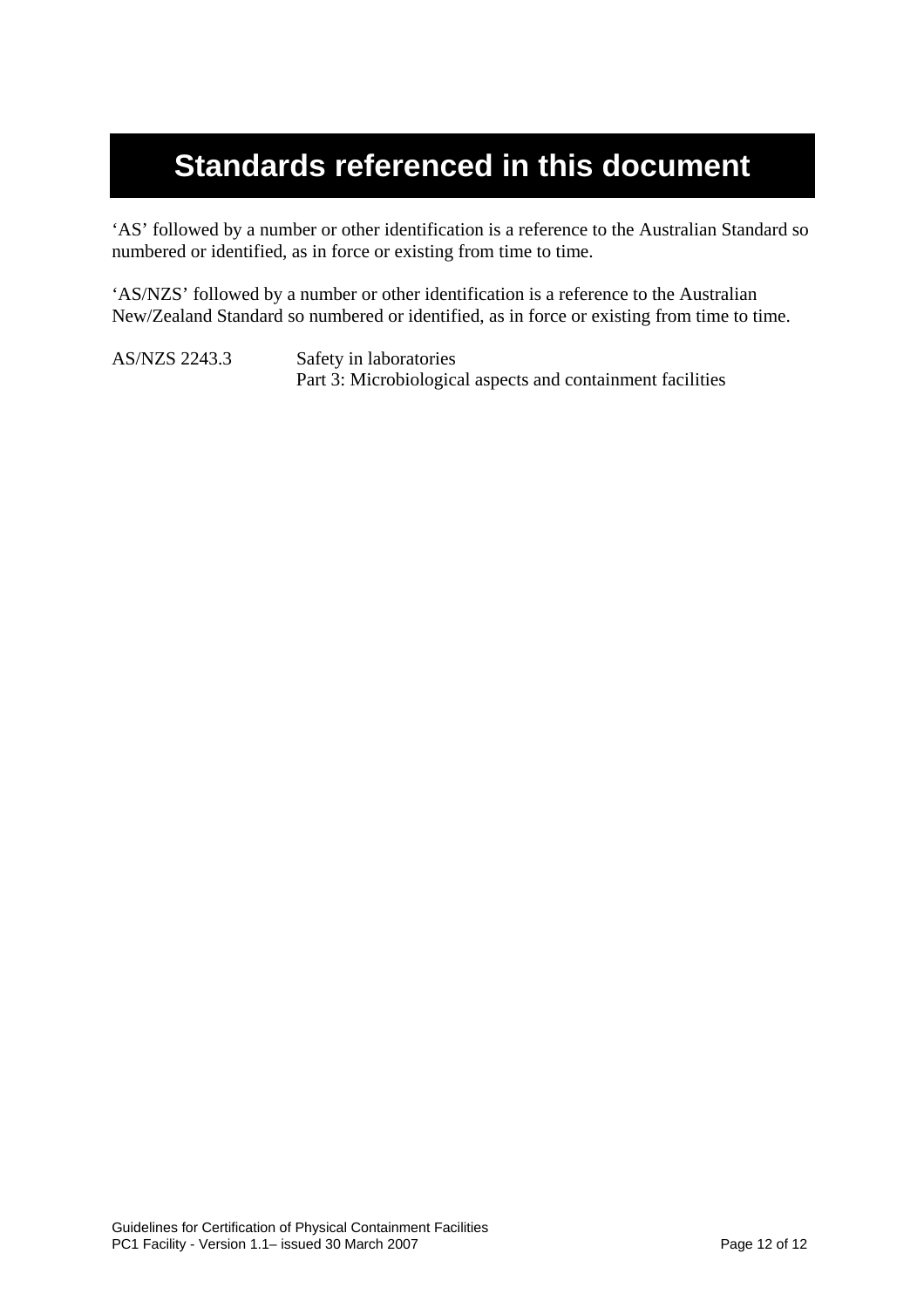# Standards referenced in this document

'AS' followed by a number or other identification is a reference to the Australian Standard so numbered or identified, as in force or existing from time to time.

'AS/NZS' followed by a number or other identification is a reference to the Australian New/Zealand Standard so numbered or identified, as in force or existing from time to time.

| | |
|---|---|
| AS/NZS 2243.3 | Safety in laboratories<br>Part 3: Microbiological aspects and containment facilities |